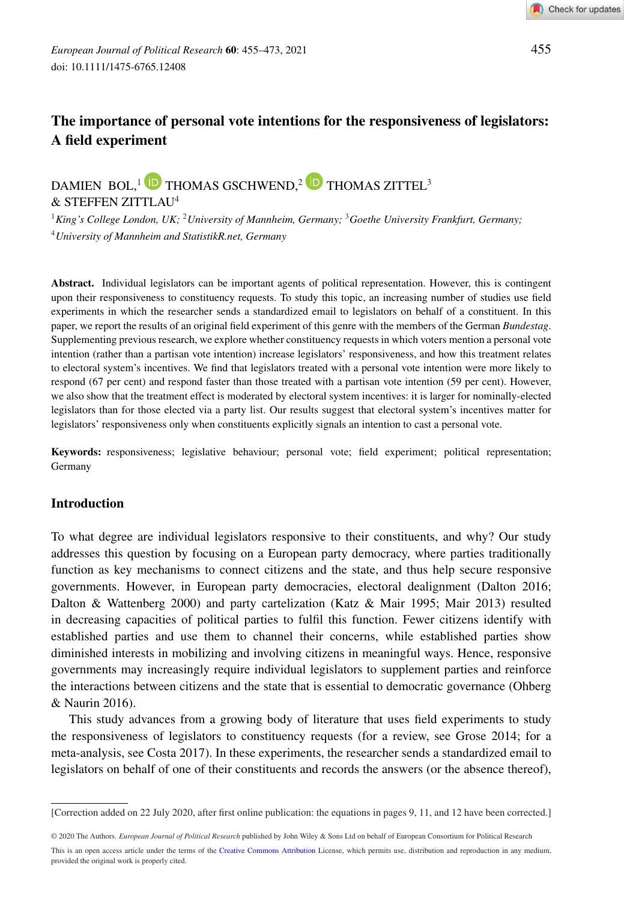# The importance of personal vote intentions for the responsiveness of legislators: A field experiment

DAMIEN BOL,[1] THOMAS GSCHWEND,[2] THOMAS ZITTEL[3] & STEFFEN ZITTLAU[4]

[1] *King's College London, UK;* [2] *University of Mannheim, Germany;* [3] *Goethe University Frankfurt, Germany;* [4] *University of Mannheim and StatistikR.net, Germany*

**Abstract.** Individual legislators can be important agents of political representation. However, this is contingent upon their responsiveness to constituency requests. To study this topic, an increasing number of studies use field experiments in which the researcher sends a standardized email to legislators on behalf of a constituent. In this paper, we report the results of an original field experiment of this genre with the members of the German *Bundestag*. Supplementing previous research, we explore whether constituency requests in which voters mention a personal vote intention (rather than a partisan vote intention) increase legislators' responsiveness, and how this treatment relates to electoral system's incentives. We find that legislators treated with a personal vote intention were more likely to respond (67 per cent) and respond faster than those treated with a partisan vote intention (59 per cent). However, we also show that the treatment effect is moderated by electoral system incentives: it is larger for nominally-elected legislators than for those elected via a party list. Our results suggest that electoral system's incentives matter for legislators' responsiveness only when constituents explicitly signals an intention to cast a personal vote.

**Keywords:** responsiveness; legislative behaviour; personal vote; field experiment; political representation; Germany

## Introduction

To what degree are individual legislators responsive to their constituents, and why? Our study addresses this question by focusing on a European party democracy, where parties traditionally function as key mechanisms to connect citizens and the state, and thus help secure responsive governments. However, in European party democracies, electoral dealignment (Dalton 2016; Dalton & Wattenberg 2000) and party cartelization (Katz & Mair 1995; Mair 2013) resulted in decreasing capacities of political parties to fulfil this function. Fewer citizens identify with established parties and use them to channel their concerns, while established parties show diminished interests in mobilizing and involving citizens in meaningful ways. Hence, responsive governments may increasingly require individual legislators to supplement parties and reinforce the interactions between citizens and the state that is essential to democratic governance (Ohberg & Naurin 2016).

This study advances from a growing body of literature that uses field experiments to study the responsiveness of legislators to constituency requests (for a review, see Grose 2014; for a meta-analysis, see Costa 2017). In these experiments, the researcher sends a standardized email to legislators on behalf of one of their constituents and records the answers (or the absence thereof),

[Correction added on 22 July 2020, after first online publication: the equations in pages 9, 11, and 12 have been corrected.]

© 2020 The Authors. *European Journal of Political Research* published by John Wiley & Sons Ltd on behalf of European Consortium for Political Research

This is an open access article under the terms of the Creative Commons Attribution License, which permits use, distribution and reproduction in any medium, provided the original work is properly cited.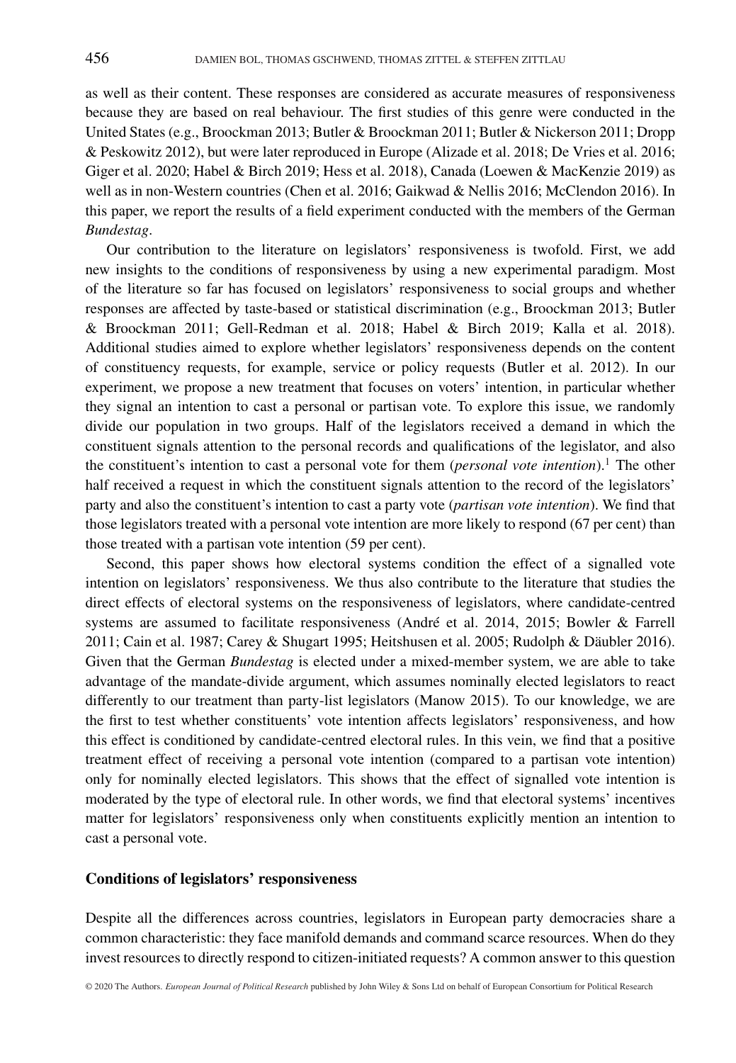as well as their content. These responses are considered as accurate measures of responsiveness because they are based on real behaviour. The first studies of this genre were conducted in the United States (e.g., Broockman 2013; Butler & Broockman 2011; Butler & Nickerson 2011; Dropp & Peskowitz 2012), but were later reproduced in Europe (Alizade et al. 2018; De Vries et al. 2016; Giger et al. 2020; Habel & Birch 2019; Hess et al. 2018), Canada (Loewen & MacKenzie 2019) as well as in non-Western countries (Chen et al. 2016; Gaikwad & Nellis 2016; McClendon 2016). In this paper, we report the results of a field experiment conducted with the members of the German *Bundestag*.

Our contribution to the literature on legislators' responsiveness is twofold. First, we add new insights to the conditions of responsiveness by using a new experimental paradigm. Most of the literature so far has focused on legislators' responsiveness to social groups and whether responses are affected by taste-based or statistical discrimination (e.g., Broockman 2013; Butler & Broockman 2011; Gell-Redman et al. 2018; Habel & Birch 2019; Kalla et al. 2018). Additional studies aimed to explore whether legislators' responsiveness depends on the content of constituency requests, for example, service or policy requests (Butler et al. 2012). In our experiment, we propose a new treatment that focuses on voters' intention, in particular whether they signal an intention to cast a personal or partisan vote. To explore this issue, we randomly divide our population in two groups. Half of the legislators received a demand in which the constituent signals attention to the personal records and qualifications of the legislator, and also the constituent's intention to cast a personal vote for them (*personal vote intention*).[1] The other half received a request in which the constituent signals attention to the record of the legislators' party and also the constituent's intention to cast a party vote (*partisan vote intention*). We find that those legislators treated with a personal vote intention are more likely to respond (67 per cent) than those treated with a partisan vote intention (59 per cent).

Second, this paper shows how electoral systems condition the effect of a signalled vote intention on legislators' responsiveness. We thus also contribute to the literature that studies the direct effects of electoral systems on the responsiveness of legislators, where candidate-centred systems are assumed to facilitate responsiveness (André et al. 2014, 2015; Bowler & Farrell 2011; Cain et al. 1987; Carey & Shugart 1995; Heitshusen et al. 2005; Rudolph & Däubler 2016). Given that the German *Bundestag* is elected under a mixed-member system, we are able to take advantage of the mandate-divide argument, which assumes nominally elected legislators to react differently to our treatment than party-list legislators (Manow 2015). To our knowledge, we are the first to test whether constituents' vote intention affects legislators' responsiveness, and how this effect is conditioned by candidate-centred electoral rules. In this vein, we find that a positive treatment effect of receiving a personal vote intention (compared to a partisan vote intention) only for nominally elected legislators. This shows that the effect of signalled vote intention is moderated by the type of electoral rule. In other words, we find that electoral systems' incentives matter for legislators' responsiveness only when constituents explicitly mention an intention to cast a personal vote.

## Conditions of legislators' responsiveness

Despite all the differences across countries, legislators in European party democracies share a common characteristic: they face manifold demands and command scarce resources. When do they invest resources to directly respond to citizen-initiated requests? A common answer to this question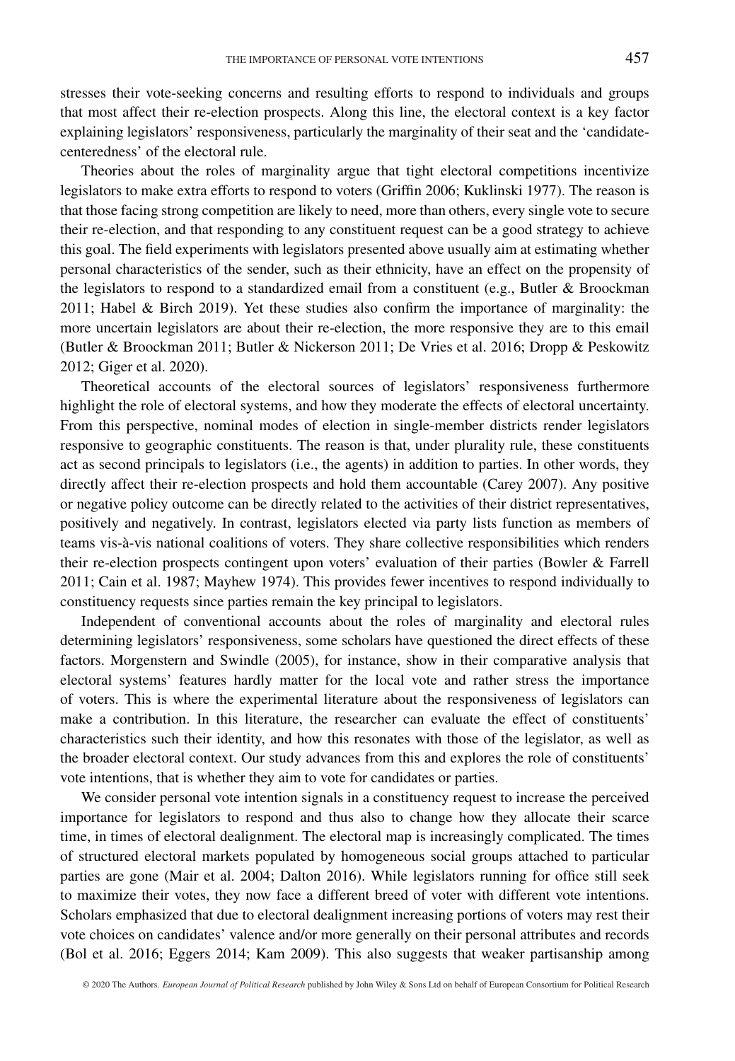stresses their vote-seeking concerns and resulting efforts to respond to individuals and groups that most affect their re-election prospects. Along this line, the electoral context is a key factor explaining legislators' responsiveness, particularly the marginality of their seat and the 'candidate-centeredness' of the electoral rule.

Theories about the roles of marginality argue that tight electoral competitions incentivize legislators to make extra efforts to respond to voters (Griffin 2006; Kuklinski 1977). The reason is that those facing strong competition are likely to need, more than others, every single vote to secure their re-election, and that responding to any constituent request can be a good strategy to achieve this goal. The field experiments with legislators presented above usually aim at estimating whether personal characteristics of the sender, such as their ethnicity, have an effect on the propensity of the legislators to respond to a standardized email from a constituent (e.g., Butler & Broockman 2011; Habel & Birch 2019). Yet these studies also confirm the importance of marginality: the more uncertain legislators are about their re-election, the more responsive they are to this email (Butler & Broockman 2011; Butler & Nickerson 2011; De Vries et al. 2016; Dropp & Peskowitz 2012; Giger et al. 2020).

Theoretical accounts of the electoral sources of legislators' responsiveness furthermore highlight the role of electoral systems, and how they moderate the effects of electoral uncertainty. From this perspective, nominal modes of election in single-member districts render legislators responsive to geographic constituents. The reason is that, under plurality rule, these constituents act as second principals to legislators (i.e., the agents) in addition to parties. In other words, they directly affect their re-election prospects and hold them accountable (Carey 2007). Any positive or negative policy outcome can be directly related to the activities of their district representatives, positively and negatively. In contrast, legislators elected via party lists function as members of teams vis-à-vis national coalitions of voters. They share collective responsibilities which renders their re-election prospects contingent upon voters' evaluation of their parties (Bowler & Farrell 2011; Cain et al. 1987; Mayhew 1974). This provides fewer incentives to respond individually to constituency requests since parties remain the key principal to legislators.

Independent of conventional accounts about the roles of marginality and electoral rules determining legislators' responsiveness, some scholars have questioned the direct effects of these factors. Morgenstern and Swindle (2005), for instance, show in their comparative analysis that electoral systems' features hardly matter for the local vote and rather stress the importance of voters. This is where the experimental literature about the responsiveness of legislators can make a contribution. In this literature, the researcher can evaluate the effect of constituents' characteristics such their identity, and how this resonates with those of the legislator, as well as the broader electoral context. Our study advances from this and explores the role of constituents' vote intentions, that is whether they aim to vote for candidates or parties.

We consider personal vote intention signals in a constituency request to increase the perceived importance for legislators to respond and thus also to change how they allocate their scarce time, in times of electoral dealignment. The electoral map is increasingly complicated. The times of structured electoral markets populated by homogeneous social groups attached to particular parties are gone (Mair et al. 2004; Dalton 2016). While legislators running for office still seek to maximize their votes, they now face a different breed of voter with different vote intentions. Scholars emphasized that due to electoral dealignment increasing portions of voters may rest their vote choices on candidates' valence and/or more generally on their personal attributes and records (Bol et al. 2016; Eggers 2014; Kam 2009). This also suggests that weaker partisanship among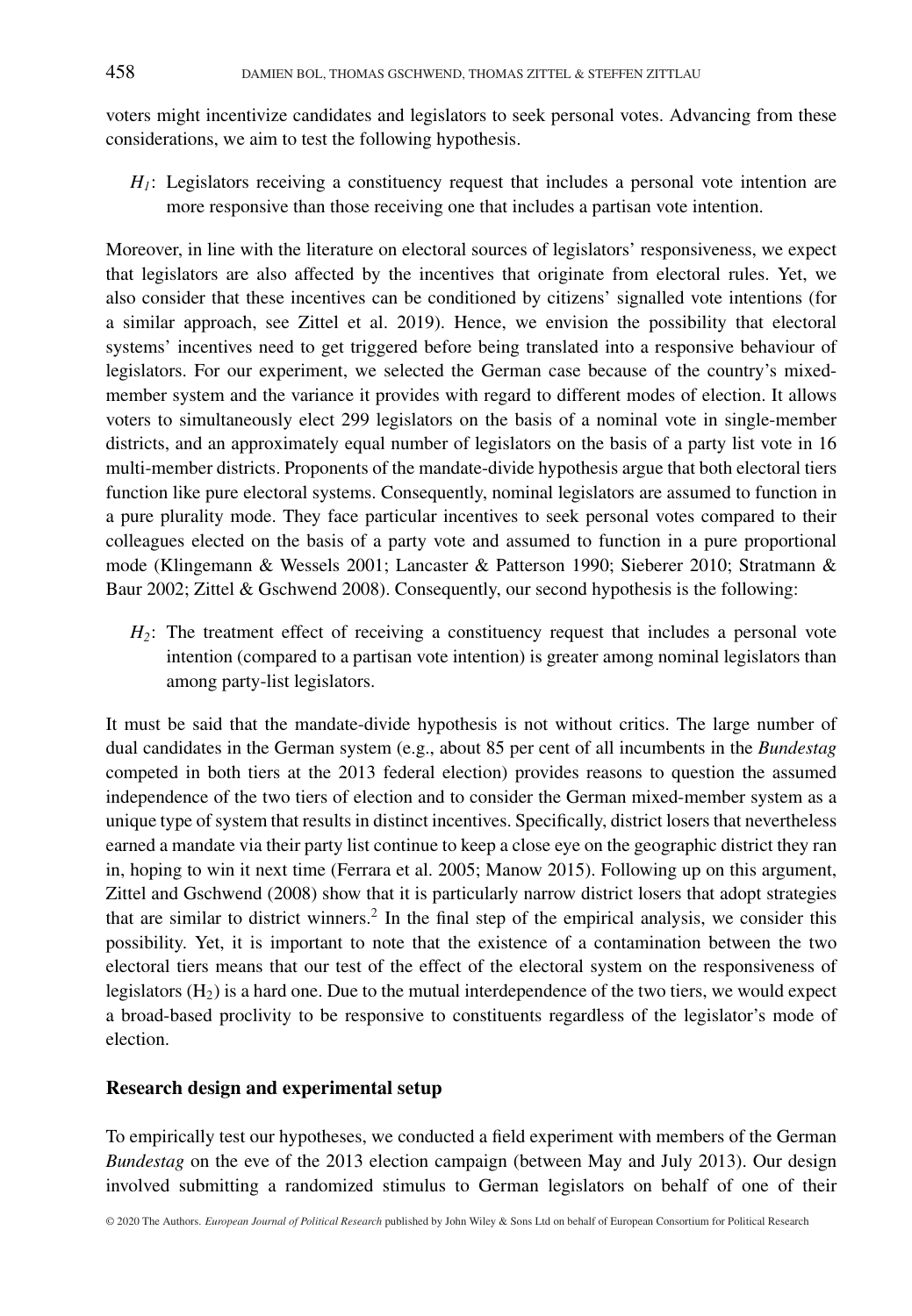voters might incentivize candidates and legislators to seek personal votes. Advancing from these considerations, we aim to test the following hypothesis.

> *H₁*: Legislators receiving a constituency request that includes a personal vote intention are more responsive than those receiving one that includes a partisan vote intention.

Moreover, in line with the literature on electoral sources of legislators' responsiveness, we expect that legislators are also affected by the incentives that originate from electoral rules. Yet, we also consider that these incentives can be conditioned by citizens' signalled vote intentions (for a similar approach, see Zittel et al. 2019). Hence, we envision the possibility that electoral systems' incentives need to get triggered before being translated into a responsive behaviour of legislators. For our experiment, we selected the German case because of the country's mixed-member system and the variance it provides with regard to different modes of election. It allows voters to simultaneously elect 299 legislators on the basis of a nominal vote in single-member districts, and an approximately equal number of legislators on the basis of a party list vote in 16 multi-member districts. Proponents of the mandate-divide hypothesis argue that both electoral tiers function like pure electoral systems. Consequently, nominal legislators are assumed to function in a pure plurality mode. They face particular incentives to seek personal votes compared to their colleagues elected on the basis of a party vote and assumed to function in a pure proportional mode (Klingemann & Wessels 2001; Lancaster & Patterson 1990; Sieberer 2010; Stratmann & Baur 2002; Zittel & Gschwend 2008). Consequently, our second hypothesis is the following:

> *H₂*: The treatment effect of receiving a constituency request that includes a personal vote intention (compared to a partisan vote intention) is greater among nominal legislators than among party-list legislators.

It must be said that the mandate-divide hypothesis is not without critics. The large number of dual candidates in the German system (e.g., about 85 per cent of all incumbents in the *Bundestag* competed in both tiers at the 2013 federal election) provides reasons to question the assumed independence of the two tiers of election and to consider the German mixed-member system as a unique type of system that results in distinct incentives. Specifically, district losers that nevertheless earned a mandate via their party list continue to keep a close eye on the geographic district they ran in, hoping to win it next time (Ferrara et al. 2005; Manow 2015). Following up on this argument, Zittel and Gschwend (2008) show that it is particularly narrow district losers that adopt strategies that are similar to district winners.[2] In the final step of the empirical analysis, we consider this possibility. Yet, it is important to note that the existence of a contamination between the two electoral tiers means that our test of the effect of the electoral system on the responsiveness of legislators ($H_2$) is a hard one. Due to the mutual interdependence of the two tiers, we would expect a broad-based proclivity to be responsive to constituents regardless of the legislator's mode of election.

## Research design and experimental setup

To empirically test our hypotheses, we conducted a field experiment with members of the German *Bundestag* on the eve of the 2013 election campaign (between May and July 2013). Our design involved submitting a randomized stimulus to German legislators on behalf of one of their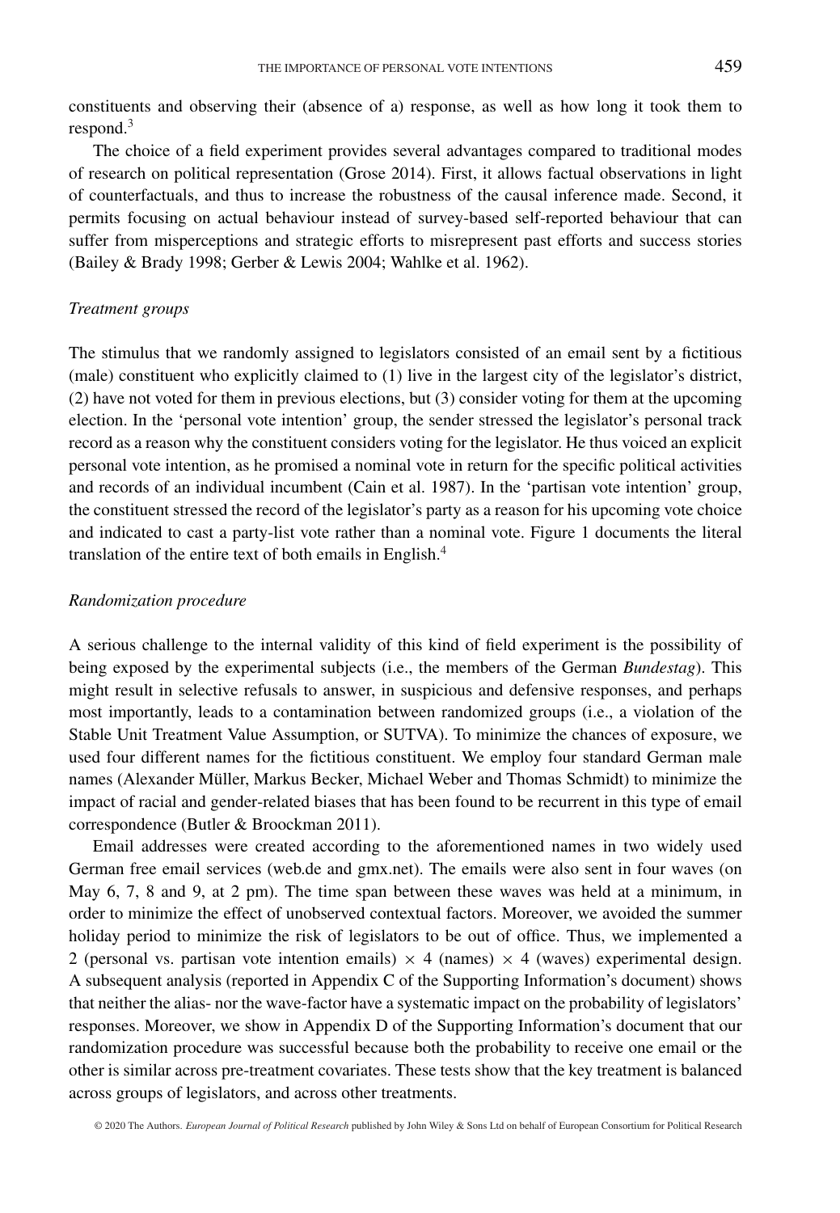constituents and observing their (absence of a) response, as well as how long it took them to respond.[3]

The choice of a field experiment provides several advantages compared to traditional modes of research on political representation (Grose 2014). First, it allows factual observations in light of counterfactuals, and thus to increase the robustness of the causal inference made. Second, it permits focusing on actual behaviour instead of survey-based self-reported behaviour that can suffer from misperceptions and strategic efforts to misrepresent past efforts and success stories (Bailey & Brady 1998; Gerber & Lewis 2004; Wahlke et al. 1962).

### *Treatment groups*

The stimulus that we randomly assigned to legislators consisted of an email sent by a fictitious (male) constituent who explicitly claimed to (1) live in the largest city of the legislator's district, (2) have not voted for them in previous elections, but (3) consider voting for them at the upcoming election. In the 'personal vote intention' group, the sender stressed the legislator's personal track record as a reason why the constituent considers voting for the legislator. He thus voiced an explicit personal vote intention, as he promised a nominal vote in return for the specific political activities and records of an individual incumbent (Cain et al. 1987). In the 'partisan vote intention' group, the constituent stressed the record of the legislator's party as a reason for his upcoming vote choice and indicated to cast a party-list vote rather than a nominal vote. Figure 1 documents the literal translation of the entire text of both emails in English.[4]

### *Randomization procedure*

A serious challenge to the internal validity of this kind of field experiment is the possibility of being exposed by the experimental subjects (i.e., the members of the German *Bundestag*). This might result in selective refusals to answer, in suspicious and defensive responses, and perhaps most importantly, leads to a contamination between randomized groups (i.e., a violation of the Stable Unit Treatment Value Assumption, or SUTVA). To minimize the chances of exposure, we used four different names for the fictitious constituent. We employ four standard German male names (Alexander Müller, Markus Becker, Michael Weber and Thomas Schmidt) to minimize the impact of racial and gender-related biases that has been found to be recurrent in this type of email correspondence (Butler & Broockman 2011).

Email addresses were created according to the aforementioned names in two widely used German free email services (web.de and gmx.net). The emails were also sent in four waves (on May 6, 7, 8 and 9, at 2 pm). The time span between these waves was held at a minimum, in order to minimize the effect of unobserved contextual factors. Moreover, we avoided the summer holiday period to minimize the risk of legislators to be out of office. Thus, we implemented a 2 (personal vs. partisan vote intention emails) $\times$ 4 (names) $\times$ 4 (waves) experimental design. A subsequent analysis (reported in Appendix C of the Supporting Information's document) shows that neither the alias- nor the wave-factor have a systematic impact on the probability of legislators' responses. Moreover, we show in Appendix D of the Supporting Information's document that our randomization procedure was successful because both the probability to receive one email or the other is similar across pre-treatment covariates. These tests show that the key treatment is balanced across groups of legislators, and across other treatments.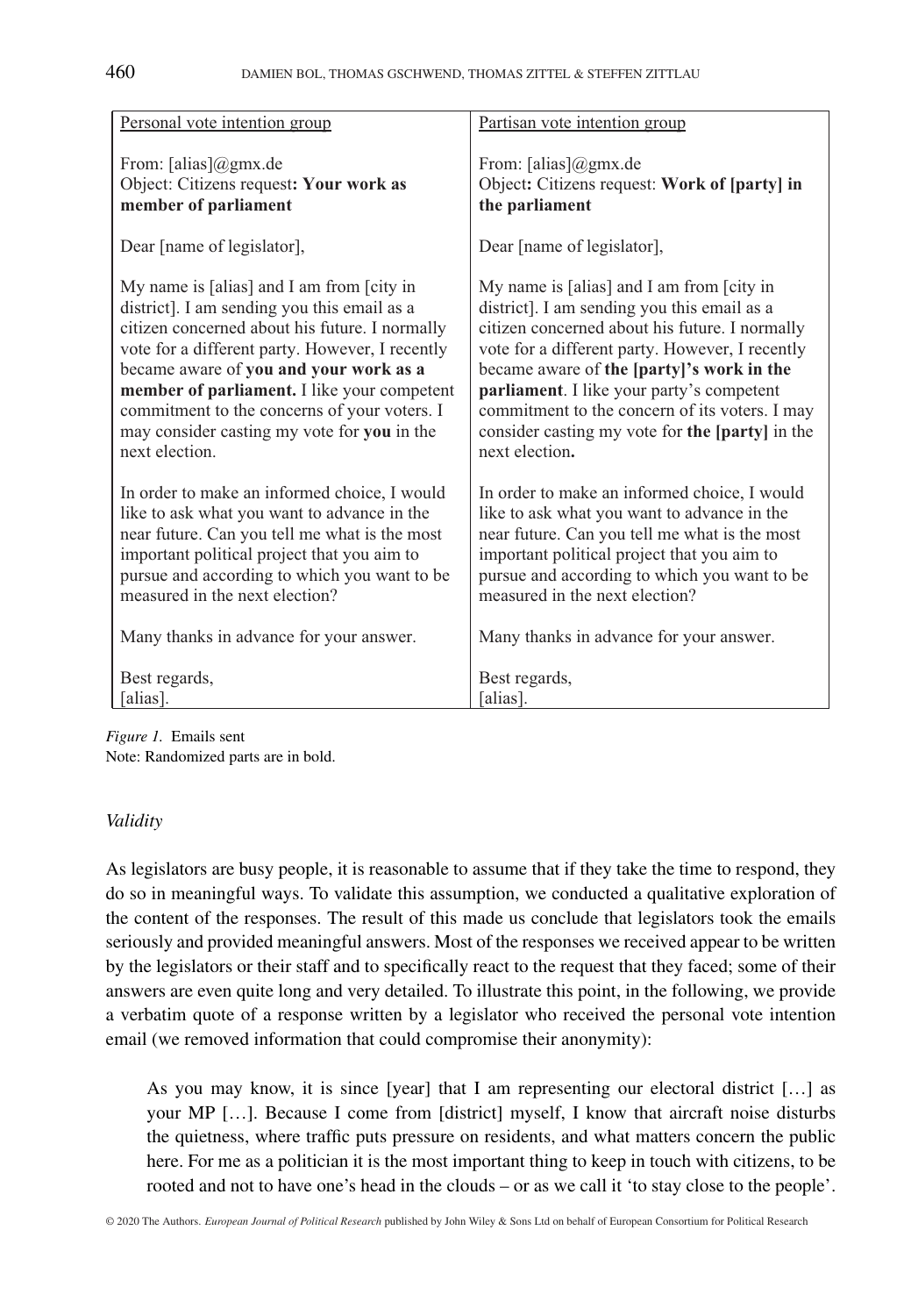| Personal vote intention group | Partisan vote intention group |
|---|---|
| From: [alias]@gmx.de<br>Object: Citizens request**: Your work as member of parliament** | From: [alias]@gmx.de<br>Object**:** Citizens request: **Work of [party] in the parliament** |
| Dear [name of legislator], | Dear [name of legislator], |
| My name is [alias] and I am from [city in district]. I am sending you this email as a citizen concerned about his future. I normally vote for a different party. However, I recently became aware of **you and your work as a member of parliament.** I like your competent commitment to the concerns of your voters. I may consider casting my vote for **you** in the next election. | My name is [alias] and I am from [city in district]. I am sending you this email as a citizen concerned about his future. I normally vote for a different party. However, I recently became aware of **the [party]'s work in the parliament**. I like your party's competent commitment to the concern of its voters. I may consider casting my vote for **the [party]** in the next election**.** |
| In order to make an informed choice, I would like to ask what you want to advance in the near future. Can you tell me what is the most important political project that you aim to pursue and according to which you want to be measured in the next election? | In order to make an informed choice, I would like to ask what you want to advance in the near future. Can you tell me what is the most important political project that you aim to pursue and according to which you want to be measured in the next election? |
| Many thanks in advance for your answer. | Many thanks in advance for your answer. |
| Best regards,<br>[alias]. | Best regards,<br>[alias]. |

*Figure 1.* Emails sent
Note: Randomized parts are in bold.

### *Validity*

As legislators are busy people, it is reasonable to assume that if they take the time to respond, they do so in meaningful ways. To validate this assumption, we conducted a qualitative exploration of the content of the responses. The result of this made us conclude that legislators took the emails seriously and provided meaningful answers. Most of the responses we received appear to be written by the legislators or their staff and to specifically react to the request that they faced; some of their answers are even quite long and very detailed. To illustrate this point, in the following, we provide a verbatim quote of a response written by a legislator who received the personal vote intention email (we removed information that could compromise their anonymity):

> As you may know, it is since [year] that I am representing our electoral district […] as your MP […]. Because I come from [district] myself, I know that aircraft noise disturbs the quietness, where traffic puts pressure on residents, and what matters concern the public here. For me as a politician it is the most important thing to keep in touch with citizens, to be rooted and not to have one's head in the clouds – or as we call it 'to stay close to the people'.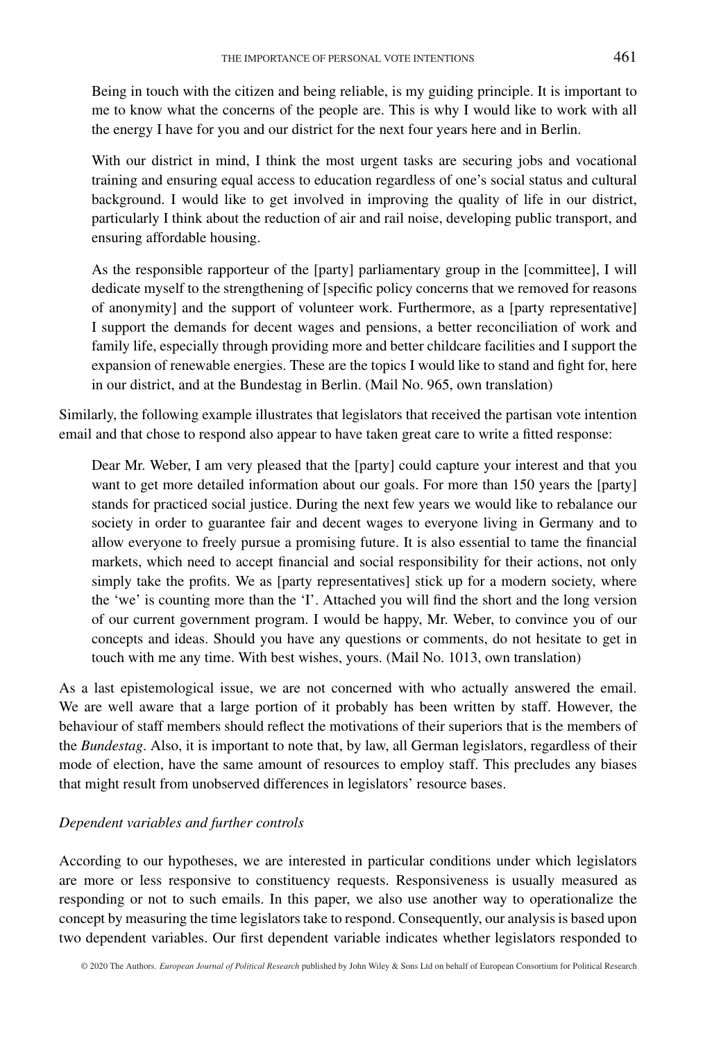> Being in touch with the citizen and being reliable, is my guiding principle. It is important to me to know what the concerns of the people are. This is why I would like to work with all the energy I have for you and our district for the next four years here and in Berlin.
>
> With our district in mind, I think the most urgent tasks are securing jobs and vocational training and ensuring equal access to education regardless of one's social status and cultural background. I would like to get involved in improving the quality of life in our district, particularly I think about the reduction of air and rail noise, developing public transport, and ensuring affordable housing.
>
> As the responsible rapporteur of the [party] parliamentary group in the [committee], I will dedicate myself to the strengthening of [specific policy concerns that we removed for reasons of anonymity] and the support of volunteer work. Furthermore, as a [party representative] I support the demands for decent wages and pensions, a better reconciliation of work and family life, especially through providing more and better childcare facilities and I support the expansion of renewable energies. These are the topics I would like to stand and fight for, here in our district, and at the Bundestag in Berlin. (Mail No. 965, own translation)

Similarly, the following example illustrates that legislators that received the partisan vote intention email and that chose to respond also appear to have taken great care to write a fitted response:

> Dear Mr. Weber, I am very pleased that the [party] could capture your interest and that you want to get more detailed information about our goals. For more than 150 years the [party] stands for practiced social justice. During the next few years we would like to rebalance our society in order to guarantee fair and decent wages to everyone living in Germany and to allow everyone to freely pursue a promising future. It is also essential to tame the financial markets, which need to accept financial and social responsibility for their actions, not only simply take the profits. We as [party representatives] stick up for a modern society, where the 'we' is counting more than the 'I'. Attached you will find the short and the long version of our current government program. I would be happy, Mr. Weber, to convince you of our concepts and ideas. Should you have any questions or comments, do not hesitate to get in touch with me any time. With best wishes, yours. (Mail No. 1013, own translation)

As a last epistemological issue, we are not concerned with who actually answered the email. We are well aware that a large portion of it probably has been written by staff. However, the behaviour of staff members should reflect the motivations of their superiors that is the members of the *Bundestag*. Also, it is important to note that, by law, all German legislators, regardless of their mode of election, have the same amount of resources to employ staff. This precludes any biases that might result from unobserved differences in legislators' resource bases.

### *Dependent variables and further controls*

According to our hypotheses, we are interested in particular conditions under which legislators are more or less responsive to constituency requests. Responsiveness is usually measured as responding or not to such emails. In this paper, we also use another way to operationalize the concept by measuring the time legislators take to respond. Consequently, our analysis is based upon two dependent variables. Our first dependent variable indicates whether legislators responded to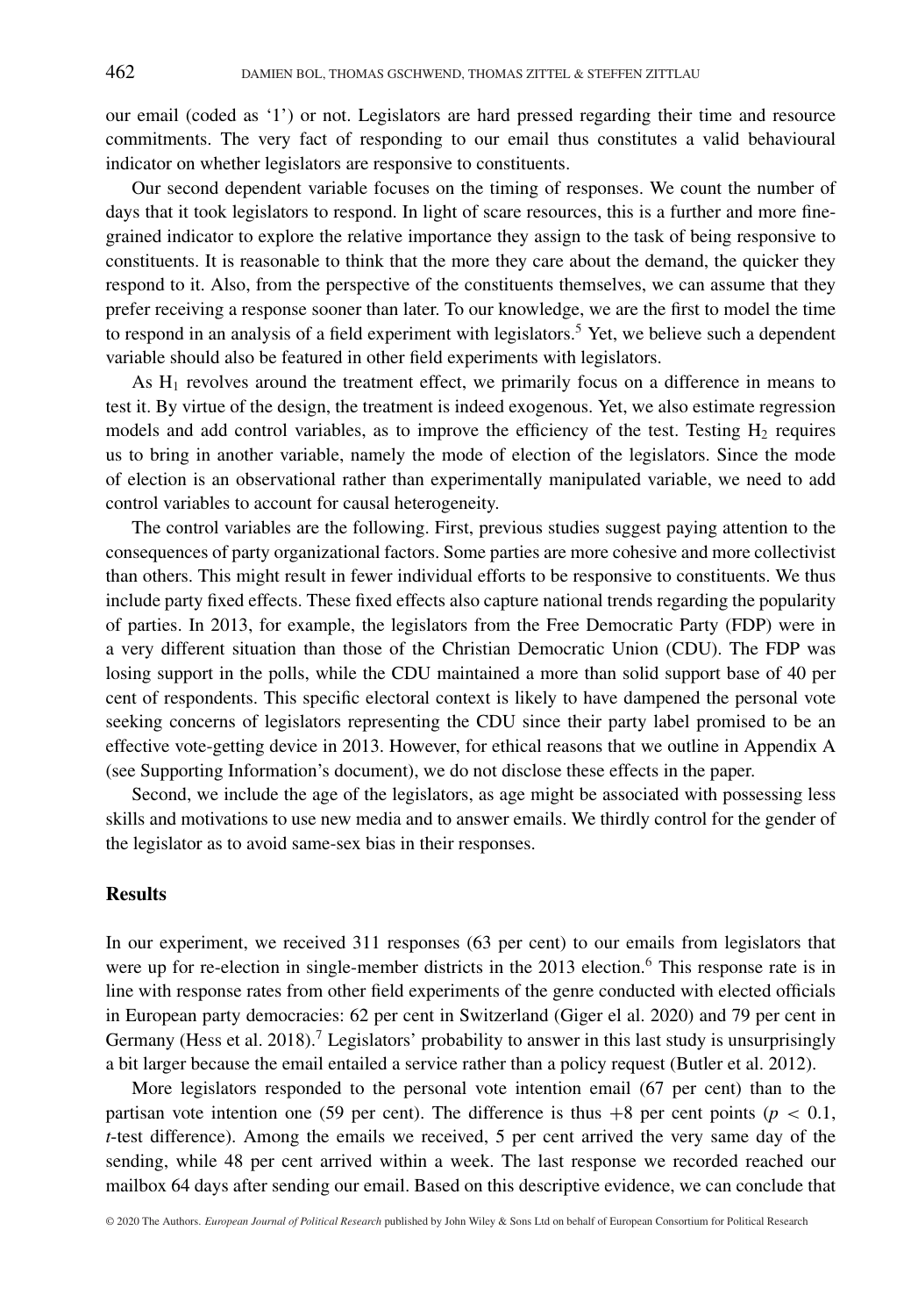our email (coded as '1') or not. Legislators are hard pressed regarding their time and resource commitments. The very fact of responding to our email thus constitutes a valid behavioural indicator on whether legislators are responsive to constituents.

Our second dependent variable focuses on the timing of responses. We count the number of days that it took legislators to respond. In light of scare resources, this is a further and more fine-grained indicator to explore the relative importance they assign to the task of being responsive to constituents. It is reasonable to think that the more they care about the demand, the quicker they respond to it. Also, from the perspective of the constituents themselves, we can assume that they prefer receiving a response sooner than later. To our knowledge, we are the first to model the time to respond in an analysis of a field experiment with legislators.[5] Yet, we believe such a dependent variable should also be featured in other field experiments with legislators.

As $H_1$ revolves around the treatment effect, we primarily focus on a difference in means to test it. By virtue of the design, the treatment is indeed exogenous. Yet, we also estimate regression models and add control variables, as to improve the efficiency of the test. Testing $H_2$ requires us to bring in another variable, namely the mode of election of the legislators. Since the mode of election is an observational rather than experimentally manipulated variable, we need to add control variables to account for causal heterogeneity.

The control variables are the following. First, previous studies suggest paying attention to the consequences of party organizational factors. Some parties are more cohesive and more collectivist than others. This might result in fewer individual efforts to be responsive to constituents. We thus include party fixed effects. These fixed effects also capture national trends regarding the popularity of parties. In 2013, for example, the legislators from the Free Democratic Party (FDP) were in a very different situation than those of the Christian Democratic Union (CDU). The FDP was losing support in the polls, while the CDU maintained a more than solid support base of 40 per cent of respondents. This specific electoral context is likely to have dampened the personal vote seeking concerns of legislators representing the CDU since their party label promised to be an effective vote-getting device in 2013. However, for ethical reasons that we outline in Appendix A (see Supporting Information's document), we do not disclose these effects in the paper.

Second, we include the age of the legislators, as age might be associated with possessing less skills and motivations to use new media and to answer emails. We thirdly control for the gender of the legislator as to avoid same-sex bias in their responses.

## Results

In our experiment, we received 311 responses (63 per cent) to our emails from legislators that were up for re-election in single-member districts in the 2013 election.[6] This response rate is in line with response rates from other field experiments of the genre conducted with elected officials in European party democracies: 62 per cent in Switzerland (Giger el al. 2020) and 79 per cent in Germany (Hess et al. 2018).[7] Legislators' probability to answer in this last study is unsurprisingly a bit larger because the email entailed a service rather than a policy request (Butler et al. 2012).

More legislators responded to the personal vote intention email (67 per cent) than to the partisan vote intention one (59 per cent). The difference is thus +8 per cent points ($p < 0.1$, *t*-test difference). Among the emails we received, 5 per cent arrived the very same day of the sending, while 48 per cent arrived within a week. The last response we recorded reached our mailbox 64 days after sending our email. Based on this descriptive evidence, we can conclude that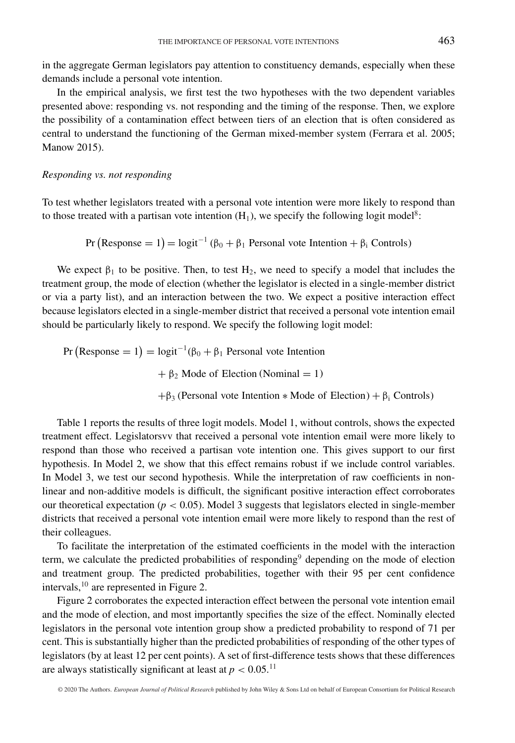in the aggregate German legislators pay attention to constituency demands, especially when these demands include a personal vote intention.

In the empirical analysis, we first test the two hypotheses with the two dependent variables presented above: responding vs. not responding and the timing of the response. Then, we explore the possibility of a contamination effect between tiers of an election that is often considered as central to understand the functioning of the German mixed-member system (Ferrara et al. 2005; Manow 2015).

*Responding vs. not responding*

To test whether legislators treated with a personal vote intention were more likely to respond than to those treated with a partisan vote intention ($H_1$), we specify the following logit model[8]:

$$\Pr\left(\text{Response} = 1\right) = \text{logit}^{-1}\left(\beta_0 + \beta_1 \text{ Personal vote Intention} + \beta_i \text{ Controls}\right)$$

We expect $\beta_1$ to be positive. Then, to test $H_2$, we need to specify a model that includes the treatment group, the mode of election (whether the legislator is elected in a single-member district or via a party list), and an interaction between the two. We expect a positive interaction effect because legislators elected in a single-member district that received a personal vote intention email should be particularly likely to respond. We specify the following logit model:

$$\begin{aligned}\Pr\left(\text{Response} = 1\right) = \text{logit}^{-1}(&\beta_0 + \beta_1 \text{ Personal vote Intention} \\ &+ \beta_2 \text{ Mode of Election (Nominal} = 1) \\ &+ \beta_3 \text{ (Personal vote Intention} * \text{Mode of Election)} + \beta_i \text{ Controls)}\end{aligned}$$

Table 1 reports the results of three logit models. Model 1, without controls, shows the expected treatment effect. Legislatorsvv that received a personal vote intention email were more likely to respond than those who received a partisan vote intention one. This gives support to our first hypothesis. In Model 2, we show that this effect remains robust if we include control variables. In Model 3, we test our second hypothesis. While the interpretation of raw coefficients in non-linear and non-additive models is difficult, the significant positive interaction effect corroborates our theoretical expectation ($p < 0.05$). Model 3 suggests that legislators elected in single-member districts that received a personal vote intention email were more likely to respond than the rest of their colleagues.

To facilitate the interpretation of the estimated coefficients in the model with the interaction term, we calculate the predicted probabilities of responding[9] depending on the mode of election and treatment group. The predicted probabilities, together with their 95 per cent confidence intervals,[10] are represented in Figure 2.

Figure 2 corroborates the expected interaction effect between the personal vote intention email and the mode of election, and most importantly specifies the size of the effect. Nominally elected legislators in the personal vote intention group show a predicted probability to respond of 71 per cent. This is substantially higher than the predicted probabilities of responding of the other types of legislators (by at least 12 per cent points). A set of first-difference tests shows that these differences are always statistically significant at least at $p < 0.05$.[11]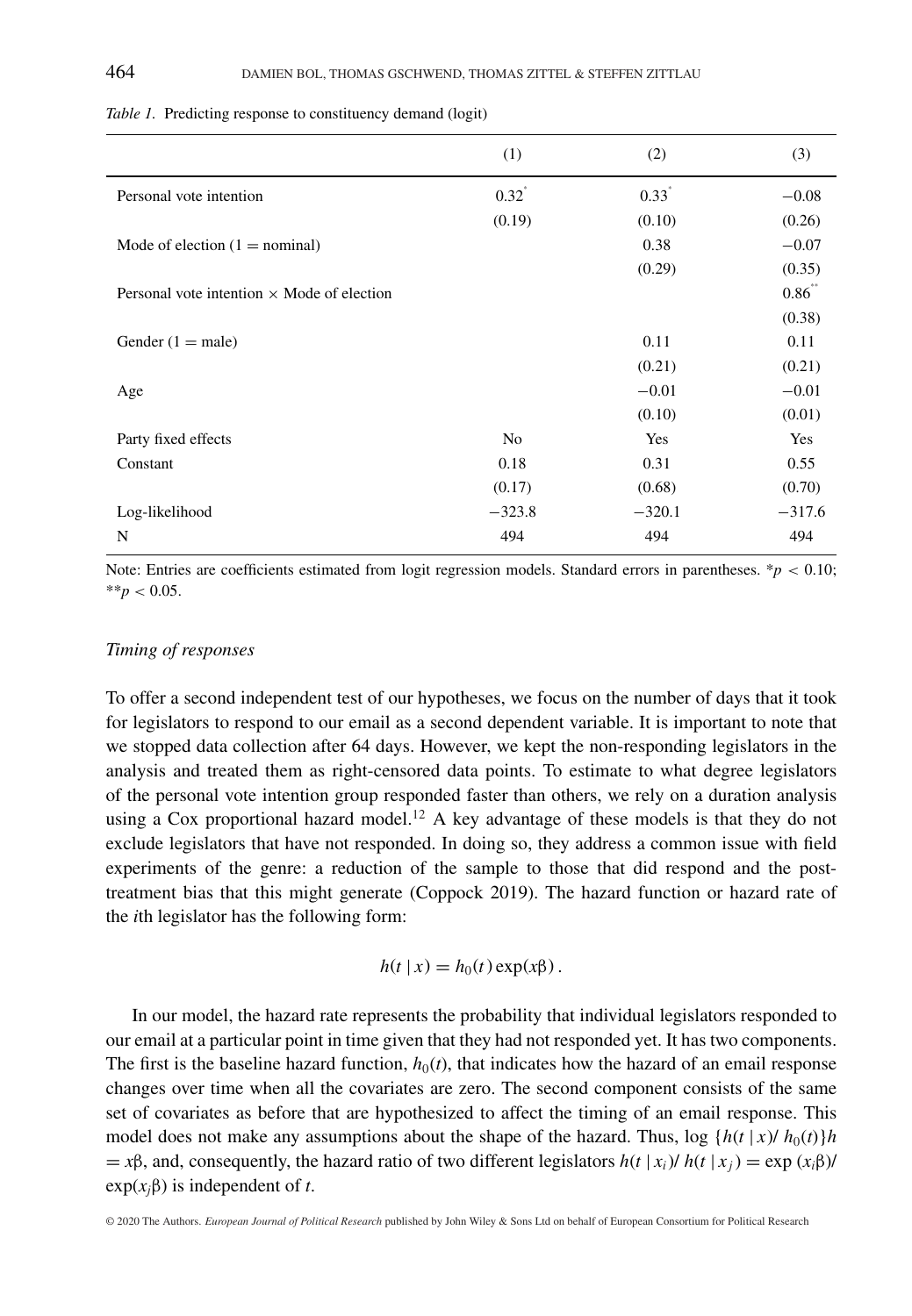*Table 1.* Predicting response to constituency demand (logit)

| | (1) | (2) | (3) |
|---|---|---|---|
| Personal vote intention | 0.32* | 0.33* | −0.08 |
| | (0.19) | (0.10) | (0.26) |
| Mode of election (1 = nominal) | | 0.38 | −0.07 |
| | | (0.29) | (0.35) |
| Personal vote intention × Mode of election | | | 0.86** |
| | | | (0.38) |
| Gender (1 = male) | | 0.11 | 0.11 |
| | | (0.21) | (0.21) |
| Age | | −0.01 | −0.01 |
| | | (0.10) | (0.01) |
| Party fixed effects | No | Yes | Yes |
| Constant | 0.18 | 0.31 | 0.55 |
| | (0.17) | (0.68) | (0.70) |
| Log-likelihood | −323.8 | −320.1 | −317.6 |
| N | 494 | 494 | 494 |

Note: Entries are coefficients estimated from logit regression models. Standard errors in parentheses. *$p < 0.10$; **$p < 0.05$.

### *Timing of responses*

To offer a second independent test of our hypotheses, we focus on the number of days that it took for legislators to respond to our email as a second dependent variable. It is important to note that we stopped data collection after 64 days. However, we kept the non-responding legislators in the analysis and treated them as right-censored data points. To estimate to what degree legislators of the personal vote intention group responded faster than others, we rely on a duration analysis using a Cox proportional hazard model.[12] A key advantage of these models is that they do not exclude legislators that have not responded. In doing so, they address a common issue with field experiments of the genre: a reduction of the sample to those that did respond and the post-treatment bias that this might generate (Coppock 2019). The hazard function or hazard rate of the *i*th legislator has the following form:

$$h(t \mid x) = h_0(t)\exp(x\beta)\,.$$

In our model, the hazard rate represents the probability that individual legislators responded to our email at a particular point in time given that they had not responded yet. It has two components. The first is the baseline hazard function, $h_0(t)$, that indicates how the hazard of an email response changes over time when all the covariates are zero. The second component consists of the same set of covariates as before that are hypothesized to affect the timing of an email response. This model does not make any assumptions about the shape of the hazard. Thus, $\log\{h(t \mid x)/ h_0(t)\}h = x\beta$, and, consequently, the hazard ratio of two different legislators $h(t \mid x_i)/ h(t \mid x_j) = \exp(x_i\beta)/\exp(x_j\beta)$ is independent of $t$.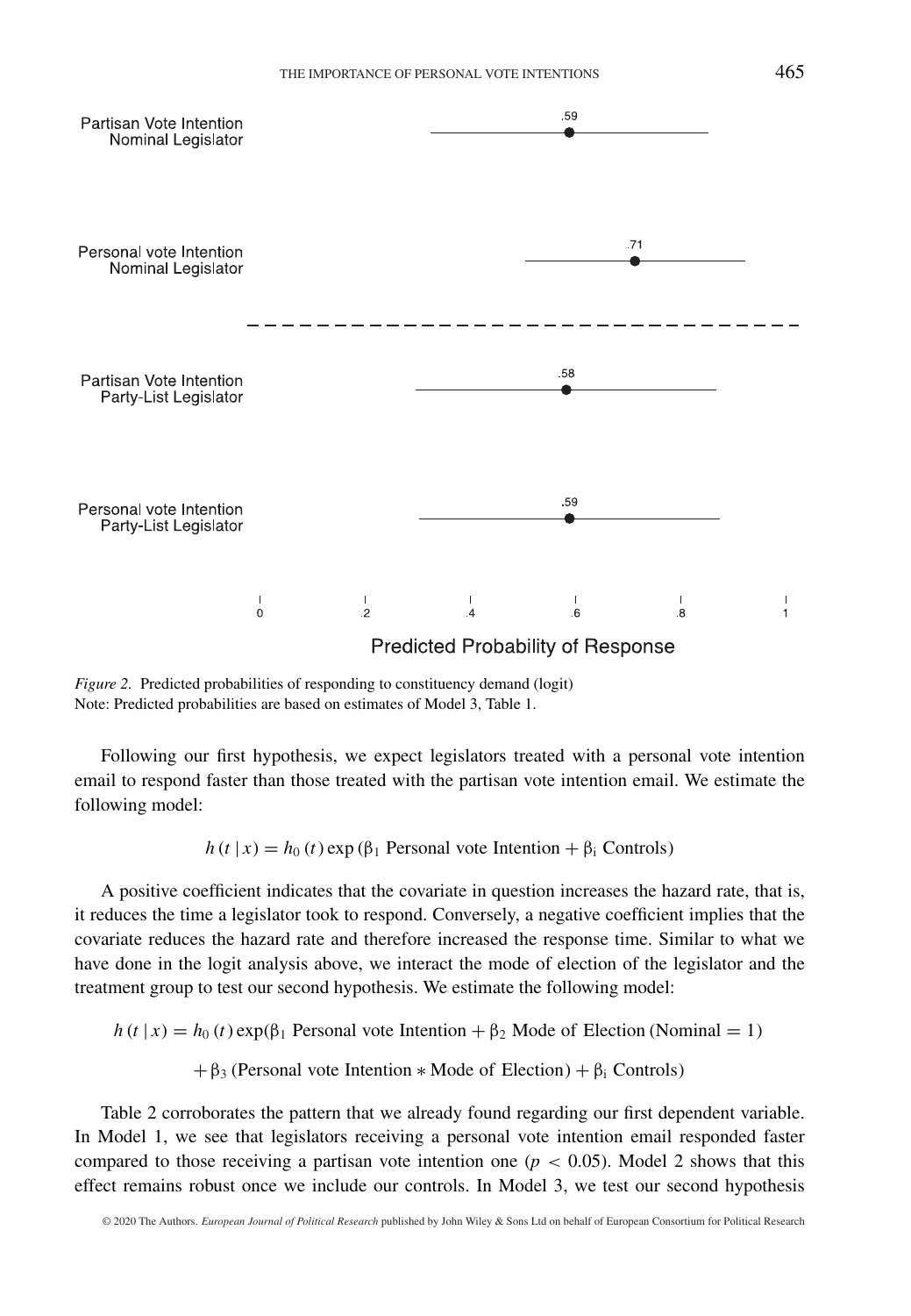*Figure 2.* Predicted probabilities of responding to constituency demand (logit)
Note: Predicted probabilities are based on estimates of Model 3, Table 1.

Following our first hypothesis, we expect legislators treated with a personal vote intention email to respond faster than those treated with the partisan vote intention email. We estimate the following model:

$$h(t \mid x) = h_0(t) \exp(\beta_1 \text{ Personal vote Intention} + \beta_i \text{ Controls})$$

A positive coefficient indicates that the covariate in question increases the hazard rate, that is, it reduces the time a legislator took to respond. Conversely, a negative coefficient implies that the covariate reduces the hazard rate and therefore increased the response time. Similar to what we have done in the logit analysis above, we interact the mode of election of the legislator and the treatment group to test our second hypothesis. We estimate the following model:

$$h(t \mid x) = h_0(t) \exp(\beta_1 \text{ Personal vote Intention} + \beta_2 \text{ Mode of Election (Nominal} = 1)$$
$$+ \beta_3 \text{ (Personal vote Intention} * \text{Mode of Election)} + \beta_i \text{ Controls})$$

Table 2 corroborates the pattern that we already found regarding our first dependent variable. In Model 1, we see that legislators receiving a personal vote intention email responded faster compared to those receiving a partisan vote intention one ($p < 0.05$). Model 2 shows that this effect remains robust once we include our controls. In Model 3, we test our second hypothesis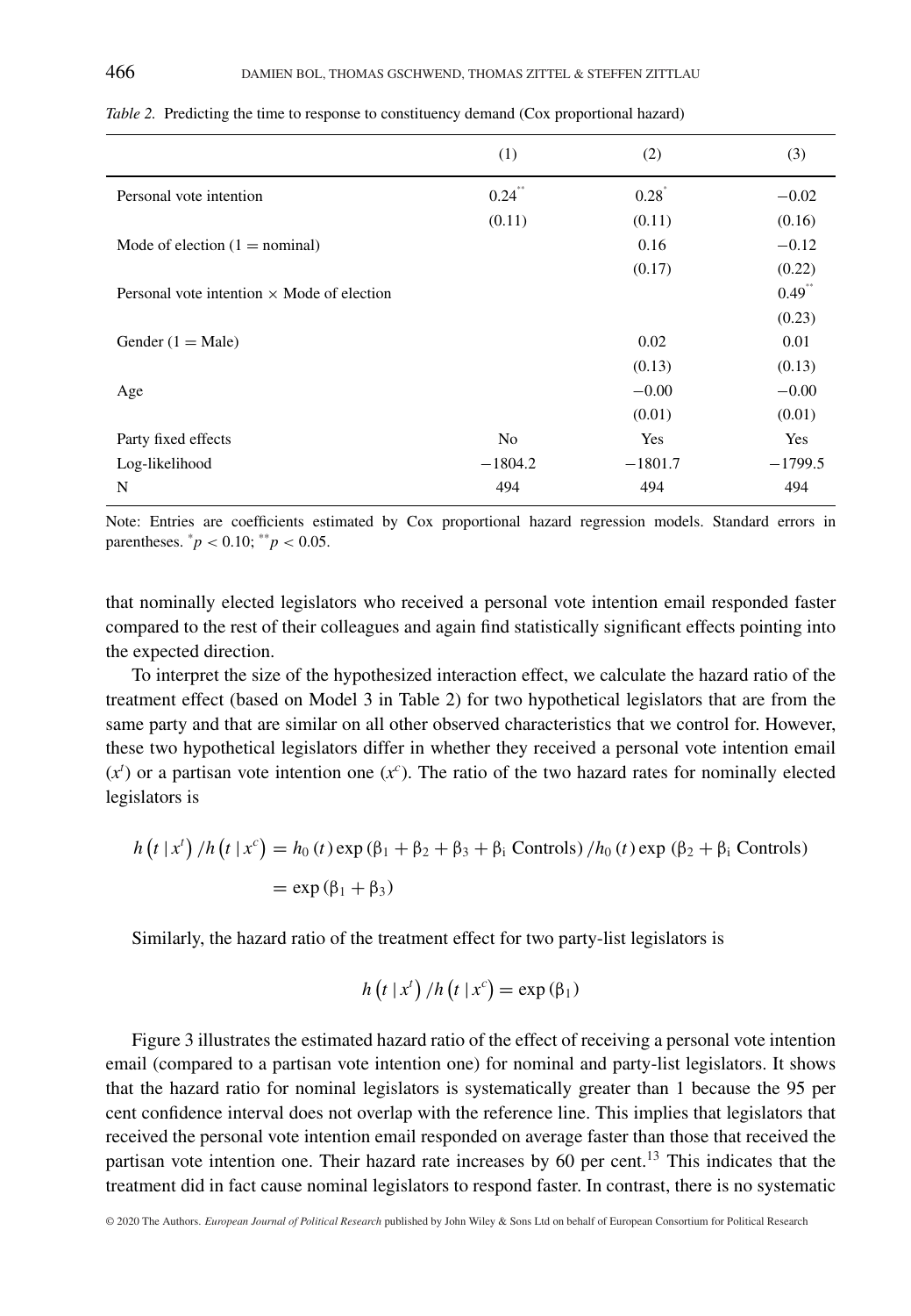*Table 2.* Predicting the time to response to constituency demand (Cox proportional hazard)

| | (1) | (2) | (3) |
|---|---|---|---|
| Personal vote intention | 0.24** | 0.28* | −0.02 |
| | (0.11) | (0.11) | (0.16) |
| Mode of election (1 = nominal) | | 0.16 | −0.12 |
| | | (0.17) | (0.22) |
| Personal vote intention × Mode of election | | | 0.49** |
| | | | (0.23) |
| Gender (1 = Male) | | 0.02 | 0.01 |
| | | (0.13) | (0.13) |
| Age | | −0.00 | −0.00 |
| | | (0.01) | (0.01) |
| Party fixed effects | No | Yes | Yes |
| Log-likelihood | −1804.2 | −1801.7 | −1799.5 |
| N | 494 | 494 | 494 |

Note: Entries are coefficients estimated by Cox proportional hazard regression models. Standard errors in parentheses. $^{*}p < 0.10$; $^{**}p < 0.05$.

that nominally elected legislators who received a personal vote intention email responded faster compared to the rest of their colleagues and again find statistically significant effects pointing into the expected direction.

To interpret the size of the hypothesized interaction effect, we calculate the hazard ratio of the treatment effect (based on Model 3 in Table 2) for two hypothetical legislators that are from the same party and that are similar on all other observed characteristics that we control for. However, these two hypothetical legislators differ in whether they received a personal vote intention email ($x^t$) or a partisan vote intention one ($x^c$). The ratio of the two hazard rates for nominally elected legislators is

$$h\left(t \mid x^t\right) / h\left(t \mid x^c\right) = h_0\left(t\right) \exp\left(\beta_1 + \beta_2 + \beta_3 + \beta_i \text{ Controls}\right) / h_0\left(t\right) \exp\left(\beta_2 + \beta_i \text{ Controls}\right)$$
$$= \exp\left(\beta_1 + \beta_3\right)$$

Similarly, the hazard ratio of the treatment effect for two party-list legislators is

$$h\left(t \mid x^t\right) / h\left(t \mid x^c\right) = \exp\left(\beta_1\right)$$

Figure 3 illustrates the estimated hazard ratio of the effect of receiving a personal vote intention email (compared to a partisan vote intention one) for nominal and party-list legislators. It shows that the hazard ratio for nominal legislators is systematically greater than 1 because the 95 per cent confidence interval does not overlap with the reference line. This implies that legislators that received the personal vote intention email responded on average faster than those that received the partisan vote intention one. Their hazard rate increases by 60 per cent.[13] This indicates that the treatment did in fact cause nominal legislators to respond faster. In contrast, there is no systematic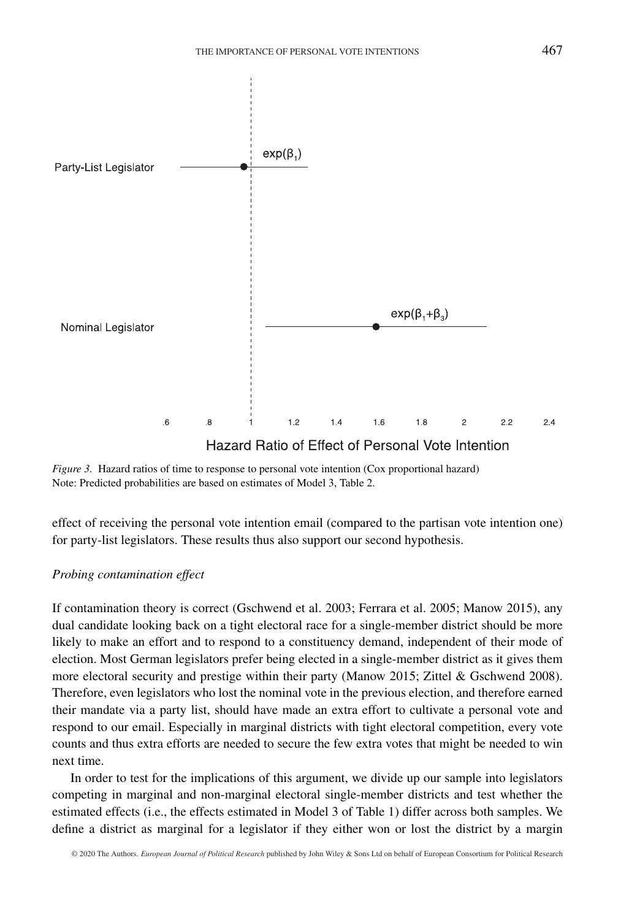*Figure 3.* Hazard ratios of time to response to personal vote intention (Cox proportional hazard)
Note: Predicted probabilities are based on estimates of Model 3, Table 2.

effect of receiving the personal vote intention email (compared to the partisan vote intention one) for party-list legislators. These results thus also support our second hypothesis.

*Probing contamination effect*

If contamination theory is correct (Gschwend et al. 2003; Ferrara et al. 2005; Manow 2015), any dual candidate looking back on a tight electoral race for a single-member district should be more likely to make an effort and to respond to a constituency demand, independent of their mode of election. Most German legislators prefer being elected in a single-member district as it gives them more electoral security and prestige within their party (Manow 2015; Zittel & Gschwend 2008). Therefore, even legislators who lost the nominal vote in the previous election, and therefore earned their mandate via a party list, should have made an extra effort to cultivate a personal vote and respond to our email. Especially in marginal districts with tight electoral competition, every vote counts and thus extra efforts are needed to secure the few extra votes that might be needed to win next time.

In order to test for the implications of this argument, we divide up our sample into legislators competing in marginal and non-marginal electoral single-member districts and test whether the estimated effects (i.e., the effects estimated in Model 3 of Table 1) differ across both samples. We define a district as marginal for a legislator if they either won or lost the district by a margin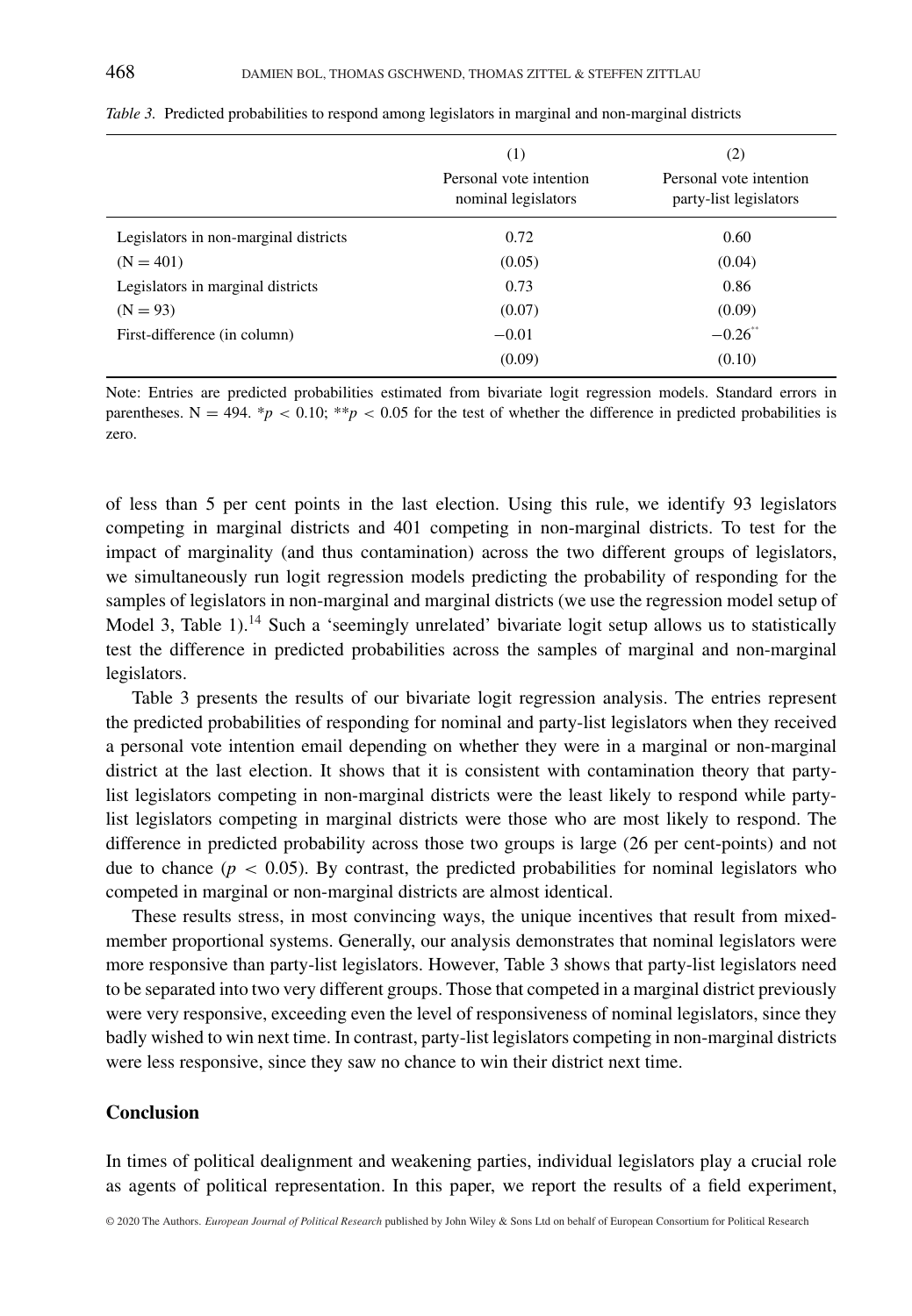*Table 3.* Predicted probabilities to respond among legislators in marginal and non-marginal districts

| | (1) Personal vote intention nominal legislators | (2) Personal vote intention party-list legislators |
|---|---|---|
| Legislators in non-marginal districts | 0.72 | 0.60 |
| (N = 401) | (0.05) | (0.04) |
| Legislators in marginal districts | 0.73 | 0.86 |
| (N = 93) | (0.07) | (0.09) |
| First-difference (in column) | −0.01 | −0.26** |
| | (0.09) | (0.10) |

Note: Entries are predicted probabilities estimated from bivariate logit regression models. Standard errors in parentheses. N = 494. *$p < 0.10$; **$p < 0.05$ for the test of whether the difference in predicted probabilities is zero.

of less than 5 per cent points in the last election. Using this rule, we identify 93 legislators competing in marginal districts and 401 competing in non-marginal districts. To test for the impact of marginality (and thus contamination) across the two different groups of legislators, we simultaneously run logit regression models predicting the probability of responding for the samples of legislators in non-marginal and marginal districts (we use the regression model setup of Model 3, Table 1).[14] Such a 'seemingly unrelated' bivariate logit setup allows us to statistically test the difference in predicted probabilities across the samples of marginal and non-marginal legislators.

Table 3 presents the results of our bivariate logit regression analysis. The entries represent the predicted probabilities of responding for nominal and party-list legislators when they received a personal vote intention email depending on whether they were in a marginal or non-marginal district at the last election. It shows that it is consistent with contamination theory that party-list legislators competing in non-marginal districts were the least likely to respond while party-list legislators competing in marginal districts were those who are most likely to respond. The difference in predicted probability across those two groups is large (26 per cent-points) and not due to chance ($p < 0.05$). By contrast, the predicted probabilities for nominal legislators who competed in marginal or non-marginal districts are almost identical.

These results stress, in most convincing ways, the unique incentives that result from mixed-member proportional systems. Generally, our analysis demonstrates that nominal legislators were more responsive than party-list legislators. However, Table 3 shows that party-list legislators need to be separated into two very different groups. Those that competed in a marginal district previously were very responsive, exceeding even the level of responsiveness of nominal legislators, since they badly wished to win next time. In contrast, party-list legislators competing in non-marginal districts were less responsive, since they saw no chance to win their district next time.

## Conclusion

In times of political dealignment and weakening parties, individual legislators play a crucial role as agents of political representation. In this paper, we report the results of a field experiment,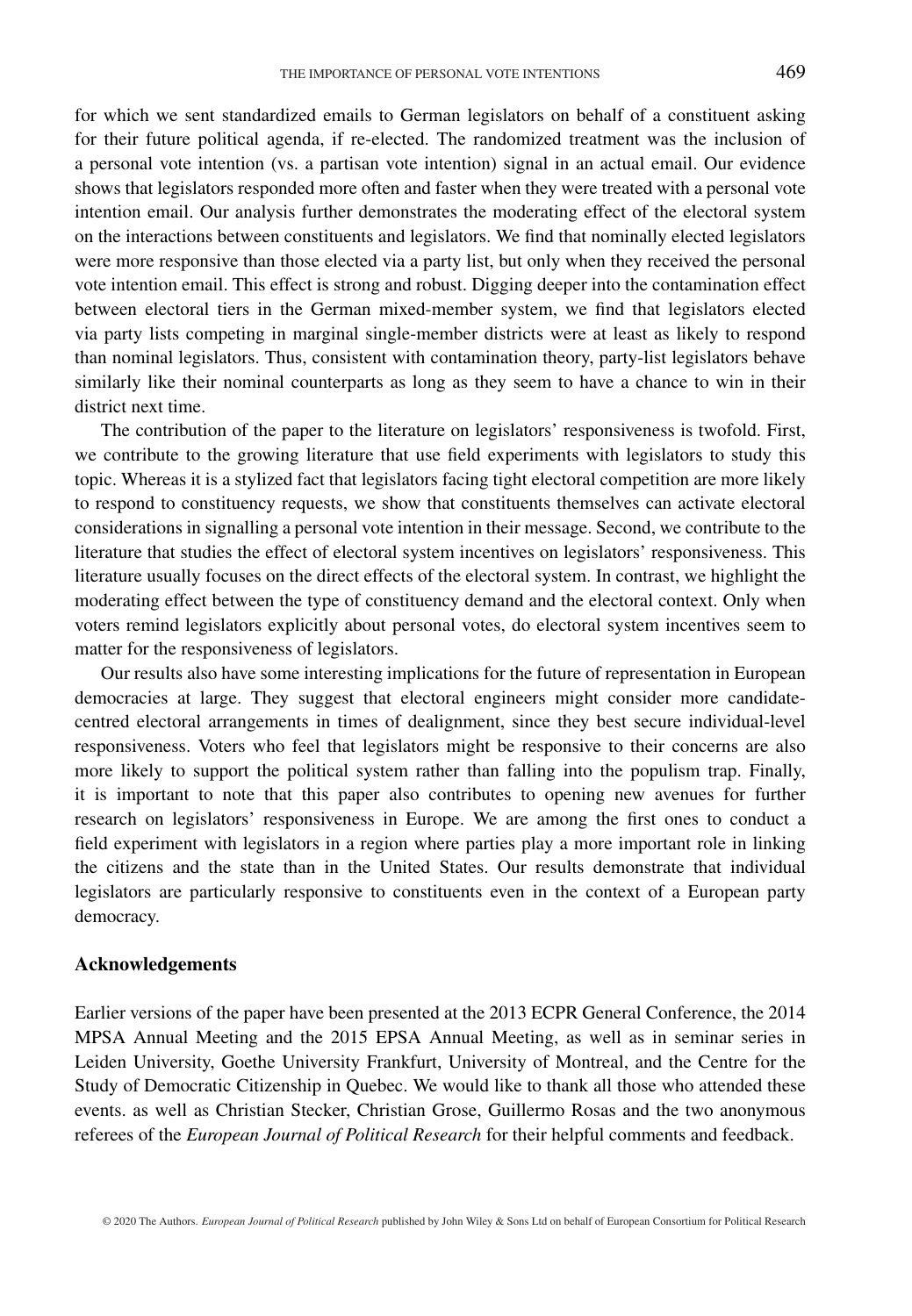for which we sent standardized emails to German legislators on behalf of a constituent asking for their future political agenda, if re-elected. The randomized treatment was the inclusion of a personal vote intention (vs. a partisan vote intention) signal in an actual email. Our evidence shows that legislators responded more often and faster when they were treated with a personal vote intention email. Our analysis further demonstrates the moderating effect of the electoral system on the interactions between constituents and legislators. We find that nominally elected legislators were more responsive than those elected via a party list, but only when they received the personal vote intention email. This effect is strong and robust. Digging deeper into the contamination effect between electoral tiers in the German mixed-member system, we find that legislators elected via party lists competing in marginal single-member districts were at least as likely to respond than nominal legislators. Thus, consistent with contamination theory, party-list legislators behave similarly like their nominal counterparts as long as they seem to have a chance to win in their district next time.

The contribution of the paper to the literature on legislators' responsiveness is twofold. First, we contribute to the growing literature that use field experiments with legislators to study this topic. Whereas it is a stylized fact that legislators facing tight electoral competition are more likely to respond to constituency requests, we show that constituents themselves can activate electoral considerations in signalling a personal vote intention in their message. Second, we contribute to the literature that studies the effect of electoral system incentives on legislators' responsiveness. This literature usually focuses on the direct effects of the electoral system. In contrast, we highlight the moderating effect between the type of constituency demand and the electoral context. Only when voters remind legislators explicitly about personal votes, do electoral system incentives seem to matter for the responsiveness of legislators.

Our results also have some interesting implications for the future of representation in European democracies at large. They suggest that electoral engineers might consider more candidate-centred electoral arrangements in times of dealignment, since they best secure individual-level responsiveness. Voters who feel that legislators might be responsive to their concerns are also more likely to support the political system rather than falling into the populism trap. Finally, it is important to note that this paper also contributes to opening new avenues for further research on legislators' responsiveness in Europe. We are among the first ones to conduct a field experiment with legislators in a region where parties play a more important role in linking the citizens and the state than in the United States. Our results demonstrate that individual legislators are particularly responsive to constituents even in the context of a European party democracy.

## Acknowledgements

Earlier versions of the paper have been presented at the 2013 ECPR General Conference, the 2014 MPSA Annual Meeting and the 2015 EPSA Annual Meeting, as well as in seminar series in Leiden University, Goethe University Frankfurt, University of Montreal, and the Centre for the Study of Democratic Citizenship in Quebec. We would like to thank all those who attended these events. as well as Christian Stecker, Christian Grose, Guillermo Rosas and the two anonymous referees of the *European Journal of Political Research* for their helpful comments and feedback.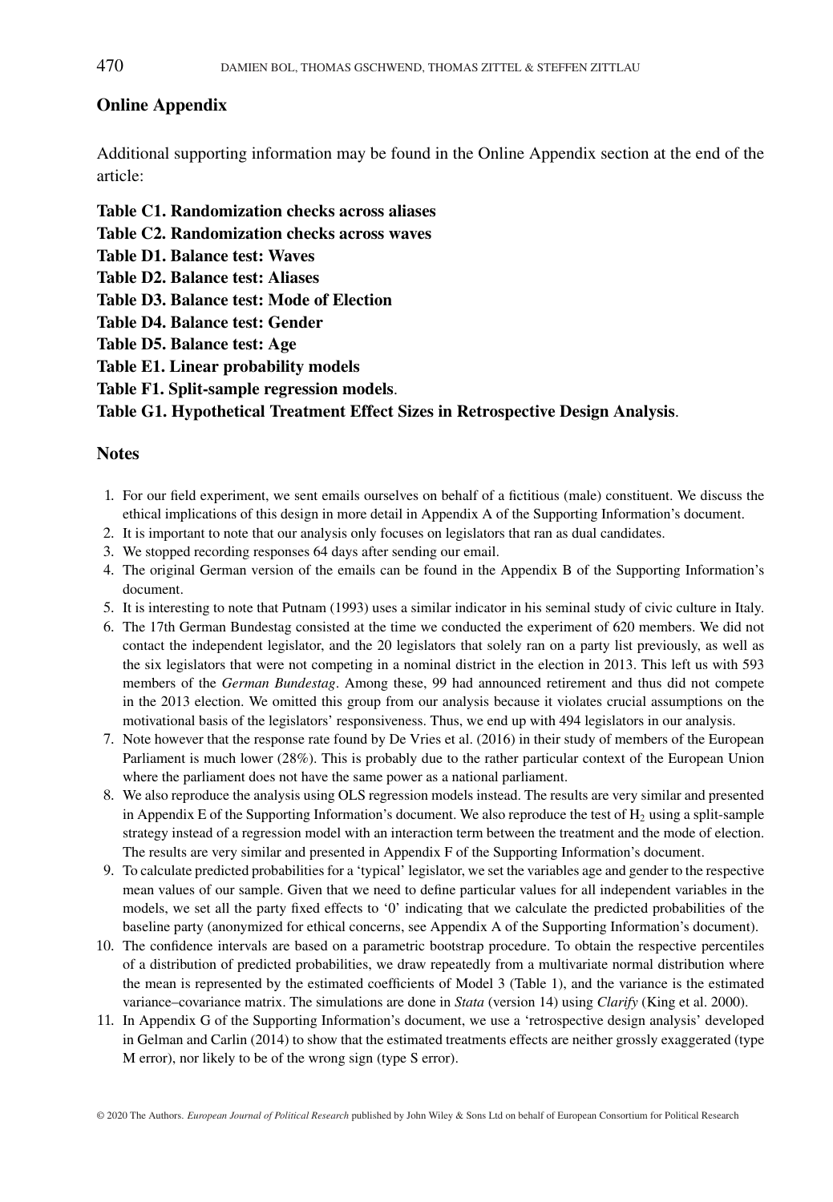## Online Appendix

Additional supporting information may be found in the Online Appendix section at the end of the article:

**Table C1. Randomization checks across aliases**
**Table C2. Randomization checks across waves**
**Table D1. Balance test: Waves**
**Table D2. Balance test: Aliases**
**Table D3. Balance test: Mode of Election**
**Table D4. Balance test: Gender**
**Table D5. Balance test: Age**
**Table E1. Linear probability models**
**Table F1. Split-sample regression models**.
**Table G1. Hypothetical Treatment Effect Sizes in Retrospective Design Analysis**.

## Notes

1. For our field experiment, we sent emails ourselves on behalf of a fictitious (male) constituent. We discuss the ethical implications of this design in more detail in Appendix A of the Supporting Information's document.
2. It is important to note that our analysis only focuses on legislators that ran as dual candidates.
3. We stopped recording responses 64 days after sending our email.
4. The original German version of the emails can be found in the Appendix B of the Supporting Information's document.
5. It is interesting to note that Putnam (1993) uses a similar indicator in his seminal study of civic culture in Italy.
6. The 17th German Bundestag consisted at the time we conducted the experiment of 620 members. We did not contact the independent legislator, and the 20 legislators that solely ran on a party list previously, as well as the six legislators that were not competing in a nominal district in the election in 2013. This left us with 593 members of the *German Bundestag*. Among these, 99 had announced retirement and thus did not compete in the 2013 election. We omitted this group from our analysis because it violates crucial assumptions on the motivational basis of the legislators' responsiveness. Thus, we end up with 494 legislators in our analysis.
7. Note however that the response rate found by De Vries et al. (2016) in their study of members of the European Parliament is much lower (28%). This is probably due to the rather particular context of the European Union where the parliament does not have the same power as a national parliament.
8. We also reproduce the analysis using OLS regression models instead. The results are very similar and presented in Appendix E of the Supporting Information's document. We also reproduce the test of $H_2$ using a split-sample strategy instead of a regression model with an interaction term between the treatment and the mode of election. The results are very similar and presented in Appendix F of the Supporting Information's document.
9. To calculate predicted probabilities for a 'typical' legislator, we set the variables age and gender to the respective mean values of our sample. Given that we need to define particular values for all independent variables in the models, we set all the party fixed effects to '0' indicating that we calculate the predicted probabilities of the baseline party (anonymized for ethical concerns, see Appendix A of the Supporting Information's document).
10. The confidence intervals are based on a parametric bootstrap procedure. To obtain the respective percentiles of a distribution of predicted probabilities, we draw repeatedly from a multivariate normal distribution where the mean is represented by the estimated coefficients of Model 3 (Table 1), and the variance is the estimated variance–covariance matrix. The simulations are done in *Stata* (version 14) using *Clarify* (King et al. 2000).
11. In Appendix G of the Supporting Information's document, we use a 'retrospective design analysis' developed in Gelman and Carlin (2014) to show that the estimated treatments effects are neither grossly exaggerated (type M error), nor likely to be of the wrong sign (type S error).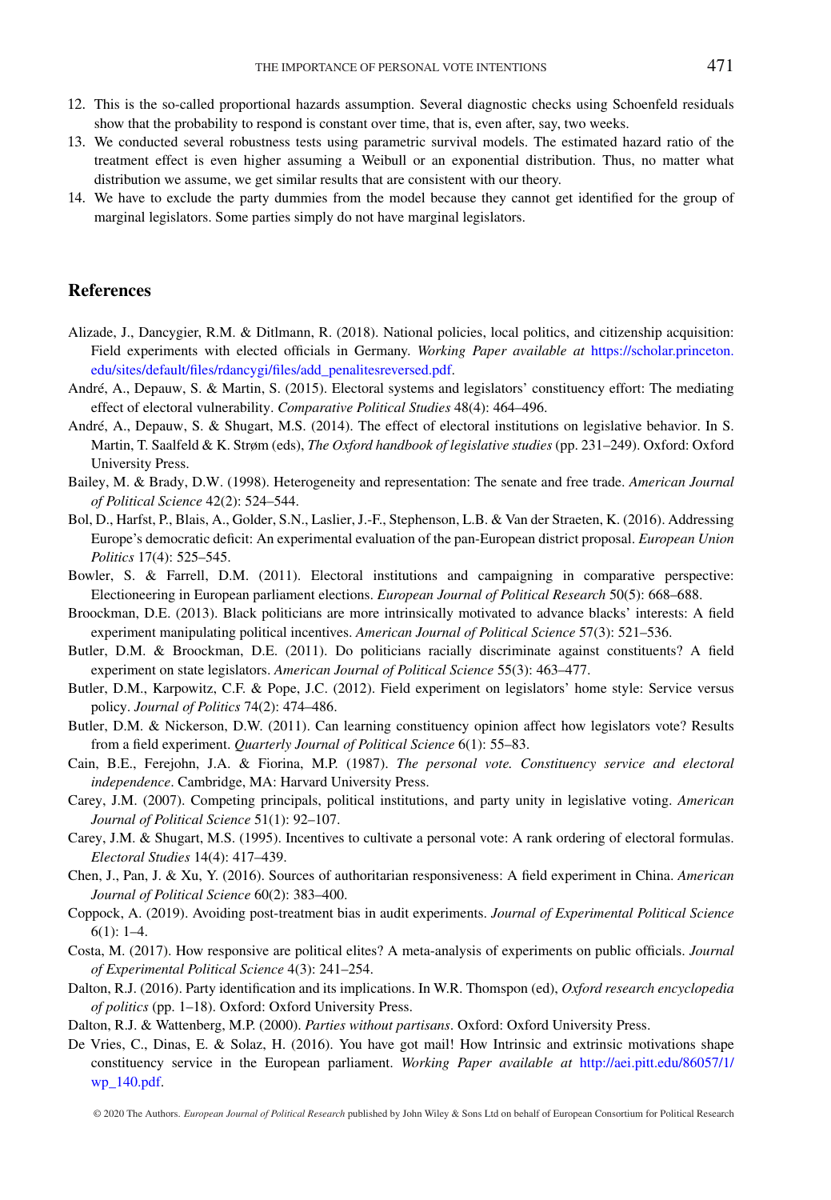12. This is the so-called proportional hazards assumption. Several diagnostic checks using Schoenfeld residuals show that the probability to respond is constant over time, that is, even after, say, two weeks.
13. We conducted several robustness tests using parametric survival models. The estimated hazard ratio of the treatment effect is even higher assuming a Weibull or an exponential distribution. Thus, no matter what distribution we assume, we get similar results that are consistent with our theory.
14. We have to exclude the party dummies from the model because they cannot get identified for the group of marginal legislators. Some parties simply do not have marginal legislators.

## References

Alizade, J., Dancygier, R.M. & Ditlmann, R. (2018). National policies, local politics, and citizenship acquisition: Field experiments with elected officials in Germany. *Working Paper available at* https://scholar.princeton.edu/sites/default/files/rdancygi/files/add_penalitesreversed.pdf.

André, A., Depauw, S. & Martin, S. (2015). Electoral systems and legislators' constituency effort: The mediating effect of electoral vulnerability. *Comparative Political Studies* 48(4): 464–496.

André, A., Depauw, S. & Shugart, M.S. (2014). The effect of electoral institutions on legislative behavior. In S. Martin, T. Saalfeld & K. Strøm (eds), *The Oxford handbook of legislative studies* (pp. 231–249). Oxford: Oxford University Press.

Bailey, M. & Brady, D.W. (1998). Heterogeneity and representation: The senate and free trade. *American Journal of Political Science* 42(2): 524–544.

Bol, D., Harfst, P., Blais, A., Golder, S.N., Laslier, J.-F., Stephenson, L.B. & Van der Straeten, K. (2016). Addressing Europe's democratic deficit: An experimental evaluation of the pan-European district proposal. *European Union Politics* 17(4): 525–545.

Bowler, S. & Farrell, D.M. (2011). Electoral institutions and campaigning in comparative perspective: Electioneering in European parliament elections. *European Journal of Political Research* 50(5): 668–688.

Broockman, D.E. (2013). Black politicians are more intrinsically motivated to advance blacks' interests: A field experiment manipulating political incentives. *American Journal of Political Science* 57(3): 521–536.

Butler, D.M. & Broockman, D.E. (2011). Do politicians racially discriminate against constituents? A field experiment on state legislators. *American Journal of Political Science* 55(3): 463–477.

Butler, D.M., Karpowitz, C.F. & Pope, J.C. (2012). Field experiment on legislators' home style: Service versus policy. *Journal of Politics* 74(2): 474–486.

Butler, D.M. & Nickerson, D.W. (2011). Can learning constituency opinion affect how legislators vote? Results from a field experiment. *Quarterly Journal of Political Science* 6(1): 55–83.

Cain, B.E., Ferejohn, J.A. & Fiorina, M.P. (1987). *The personal vote. Constituency service and electoral independence*. Cambridge, MA: Harvard University Press.

Carey, J.M. (2007). Competing principals, political institutions, and party unity in legislative voting. *American Journal of Political Science* 51(1): 92–107.

Carey, J.M. & Shugart, M.S. (1995). Incentives to cultivate a personal vote: A rank ordering of electoral formulas. *Electoral Studies* 14(4): 417–439.

Chen, J., Pan, J. & Xu, Y. (2016). Sources of authoritarian responsiveness: A field experiment in China. *American Journal of Political Science* 60(2): 383–400.

Coppock, A. (2019). Avoiding post-treatment bias in audit experiments. *Journal of Experimental Political Science* 6(1): 1–4.

Costa, M. (2017). How responsive are political elites? A meta-analysis of experiments on public officials. *Journal of Experimental Political Science* 4(3): 241–254.

Dalton, R.J. (2016). Party identification and its implications. In W.R. Thompson (ed), *Oxford research encyclopedia of politics* (pp. 1–18). Oxford: Oxford University Press.

Dalton, R.J. & Wattenberg, M.P. (2000). *Parties without partisans*. Oxford: Oxford University Press.

De Vries, C., Dinas, E. & Solaz, H. (2016). You have got mail! How Intrinsic and extrinsic motivations shape constituency service in the European parliament. *Working Paper available at* http://aei.pitt.edu/86057/1/wp_140.pdf.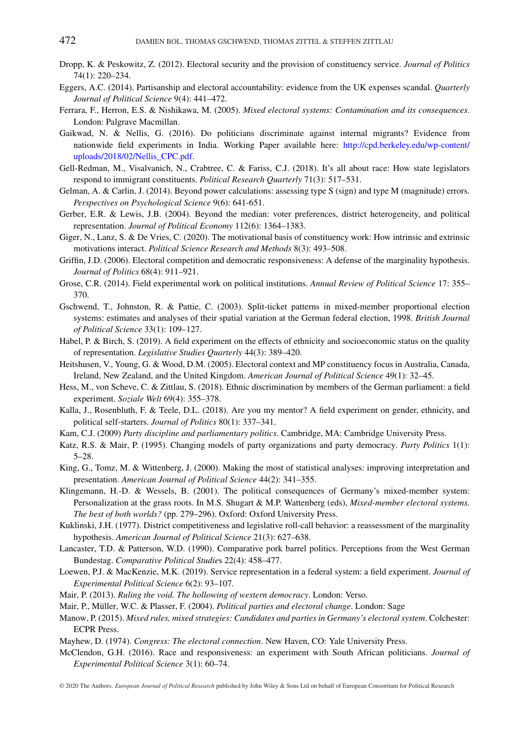Dropp, K. & Peskowitz, Z. (2012). Electoral security and the provision of constituency service. *Journal of Politics* 74(1): 220–234.

Eggers, A.C. (2014). Partisanship and electoral accountability: evidence from the UK expenses scandal. *Quarterly Journal of Political Science* 9(4): 441–472.

Ferrara, F., Herron, E.S. & Nishikawa, M. (2005). *Mixed electoral systems: Contamination and its consequences*. London: Palgrave Macmillan.

Gaikwad, N. & Nellis, G. (2016). Do politicians discriminate against internal migrants? Evidence from nationwide field experiments in India. Working Paper available here: http://cpd.berkeley.edu/wp-content/uploads/2018/02/Nellis_CPC.pdf.

Gell-Redman, M., Visalvanich, N., Crabtree, C. & Fariss, C.J. (2018). It's all about race: How state legislators respond to immigrant constituents. *Political Research Quarterly* 71(3): 517–531.

Gelman, A. & Carlin, J. (2014). Beyond power calculations: assessing type S (sign) and type M (magnitude) errors. *Perspectives on Psychological Science* 9(6): 641-651.

Gerber, E.R. & Lewis, J.B. (2004). Beyond the median: voter preferences, district heterogeneity, and political representation. *Journal of Political Economy* 112(6): 1364–1383.

Giger, N., Lanz, S. & De Vries, C. (2020). The motivational basis of constituency work: How intrinsic and extrinsic motivations interact. *Political Science Research and Methods* 8(3): 493–508.

Griffin, J.D. (2006). Electoral competition and democratic responsiveness: A defense of the marginality hypothesis. *Journal of Politics* 68(4): 911–921.

Grose, C.R. (2014). Field experimental work on political institutions. *Annual Review of Political Science* 17: 355–370.

Gschwend, T., Johnston, R. & Pattie, C. (2003). Split-ticket patterns in mixed-member proportional election systems: estimates and analyses of their spatial variation at the German federal election, 1998. *British Journal of Political Science* 33(1): 109–127.

Habel, P. & Birch, S. (2019). A field experiment on the effects of ethnicity and socioeconomic status on the quality of representation. *Legislative Studies Quarterly* 44(3): 389–420.

Heitshusen, V., Young, G. & Wood, D.M. (2005). Electoral context and MP constituency focus in Australia, Canada, Ireland, New Zealand, and the United Kingdom. *American Journal of Political Science* 49(1): 32–45.

Hess, M., von Scheve, C. & Zittlau, S. (2018). Ethnic discrimination by members of the German parliament: a field experiment. *Soziale Welt* 69(4): 355–378.

Kalla, J., Rosenbluth, F. & Teele, D.L. (2018). Are you my mentor? A field experiment on gender, ethnicity, and political self-starters. *Journal of Politics* 80(1): 337–341.

Kam, C.J. (2009) *Party discipline and parliamentary politics*. Cambridge, MA: Cambridge University Press.

Katz, R.S. & Mair, P. (1995). Changing models of party organizations and party democracy. *Party Politics* 1(1): 5–28.

King, G., Tomz, M. & Wittenberg, J. (2000). Making the most of statistical analyses: improving interpretation and presentation. *American Journal of Political Science* 44(2): 341–355.

Klingemann, H.-D. & Wessels, B. (2001). The political consequences of Germany's mixed-member system: Personalization at the grass roots. In M.S. Shugart & M.P. Wattenberg (eds), *Mixed-member electoral systems. The best of both worlds?* (pp. 279–296). Oxford: Oxford University Press.

Kuklinski, J.H. (1977). District competitiveness and legislative roll-call behavior: a reassessment of the marginality hypothesis. *American Journal of Political Science* 21(3): 627–638.

Lancaster, T.D. & Patterson, W.D. (1990). Comparative pork barrel politics. Perceptions from the West German Bundestag. *Comparative Political Studies* 22(4): 458–477.

Loewen, P.J. & MacKenzie, M.K. (2019). Service representation in a federal system: a field experiment. *Journal of Experimental Political Science* 6(2): 93–107.

Mair, P. (2013). *Ruling the void. The hollowing of western democracy*. London: Verso.

Mair, P., Müller, W.C. & Plasser, F. (2004). *Political parties and electoral change*. London: Sage

Manow, P. (2015). *Mixed rules, mixed strategies: Candidates and parties in Germany's electoral system*. Colchester: ECPR Press.

Mayhew, D. (1974). *Congress: The electoral connection*. New Haven, CO: Yale University Press.

McClendon, G.H. (2016). Race and responsiveness: an experiment with South African politicians. *Journal of Experimental Political Science* 3(1): 60–74.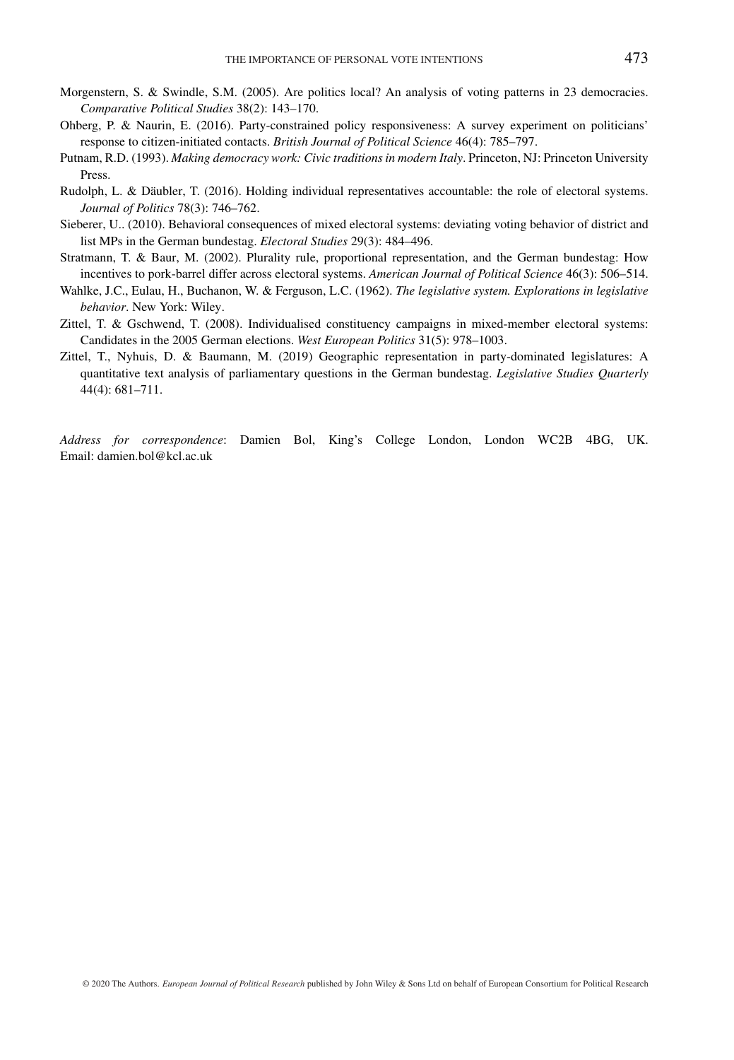Morgenstern, S. & Swindle, S.M. (2005). Are politics local? An analysis of voting patterns in 23 democracies. *Comparative Political Studies* 38(2): 143–170.

Ohberg, P. & Naurin, E. (2016). Party-constrained policy responsiveness: A survey experiment on politicians' response to citizen-initiated contacts. *British Journal of Political Science* 46(4): 785–797.

Putnam, R.D. (1993). *Making democracy work: Civic traditions in modern Italy*. Princeton, NJ: Princeton University Press.

Rudolph, L. & Däubler, T. (2016). Holding individual representatives accountable: the role of electoral systems. *Journal of Politics* 78(3): 746–762.

Sieberer, U.. (2010). Behavioral consequences of mixed electoral systems: deviating voting behavior of district and list MPs in the German bundestag. *Electoral Studies* 29(3): 484–496.

Stratmann, T. & Baur, M. (2002). Plurality rule, proportional representation, and the German bundestag: How incentives to pork-barrel differ across electoral systems. *American Journal of Political Science* 46(3): 506–514.

Wahlke, J.C., Eulau, H., Buchanon, W. & Ferguson, L.C. (1962). *The legislative system. Explorations in legislative behavior*. New York: Wiley.

Zittel, T. & Gschwend, T. (2008). Individualised constituency campaigns in mixed-member electoral systems: Candidates in the 2005 German elections. *West European Politics* 31(5): 978–1003.

Zittel, T., Nyhuis, D. & Baumann, M. (2019) Geographic representation in party-dominated legislatures: A quantitative text analysis of parliamentary questions in the German bundestag. *Legislative Studies Quarterly* 44(4): 681–711.

*Address for correspondence*: Damien Bol, King's College London, London WC2B 4BG, UK. Email: damien.bol@kcl.ac.uk